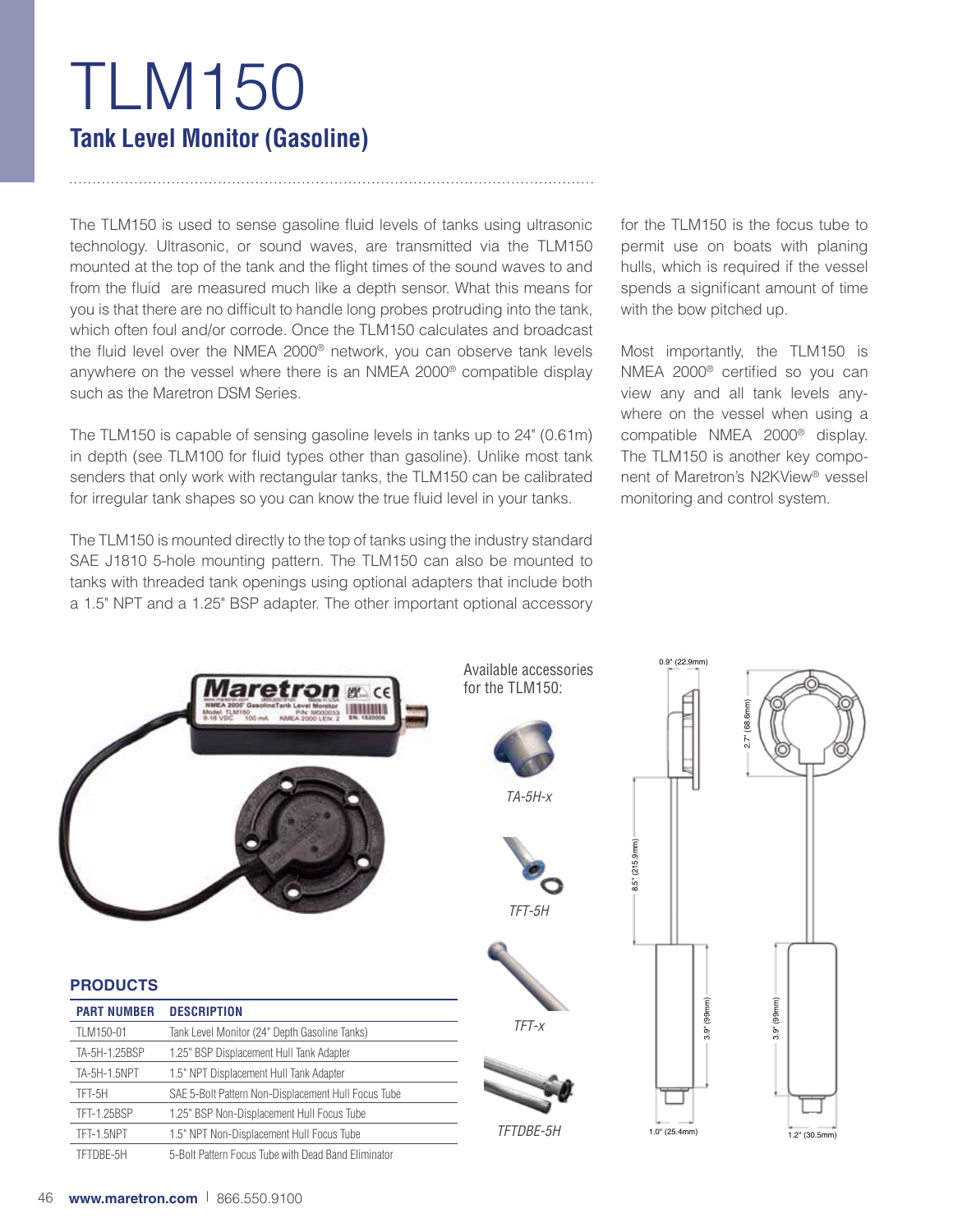# TLM150

## Tank Level Monitor (Gasoline)

The TLM150 is used to sense gasoline fluid levels of tanks using ultrasonic technology. Ultrasonic, or sound waves, are transmitted via the TLM150 mounted at the top of the tank and the flight times of the sound waves to and from the fluid are measured much like a depth sensor. What this means for you is that there are no difficult to handle long probes protruding into the tank, which often foul and/or corrode. Once the TLM150 calculates and broadcast the fluid level over the NMEA 2000® network, you can observe tank levels anywhere on the vessel where there is an NMEA 2000® compatible display such as the Maretron DSM Series.

The TLM150 is capable of sensing gasoline levels in tanks up to 24" (0.61m) in depth (see TLM100 for fluid types other than gasoline). Unlike most tank senders that only work with rectangular tanks, the TLM150 can be calibrated for irregular tank shapes so you can know the true fluid level in your tanks.

The TLM150 is mounted directly to the top of tanks using the industry standard SAE J1810 5-hole mounting pattern. The TLM150 can also be mounted to tanks with threaded tank openings using optional adapters that include both a 1.5" NPT and a 1.25" BSP adapter. The other important optional accessory for the TLM150 is the focus tube to permit use on boats with planing hulls, which is required if the vessel spends a significant amount of time with the bow pitched up.

Most importantly, the TLM150 is NMEA 2000® certified so you can view any and all tank levels anywhere on the vessel when using a compatible NMEA 2000® display. The TLM150 is another key component of Maretron's N2KView® vessel monitoring and control system.

Available accessories for the TLM150:

*TA-5H-x*

*TFT-5H*

*TFT-x*

*TFTDBE-5H*

0.9" (22.9mm) — 2.7" (68.6mm) — 8.5" (215.9mm) — 3.9" (99mm) — 3.9" (99mm) — 1.0" (25.4mm) — 1.2" (30.5mm)

### PRODUCTS

| PART NUMBER | DESCRIPTION |
|---|---|
| TLM150-01 | Tank Level Monitor (24" Depth Gasoline Tanks) |
| TA-5H-1.25BSP | 1.25" BSP Displacement Hull Tank Adapter |
| TA-5H-1.5NPT | 1.5" NPT Displacement Hull Tank Adapter |
| TFT-5H | SAE 5-Bolt Pattern Non-Displacement Hull Focus Tube |
| TFT-1.25BSP | 1.25" BSP Non-Displacement Hull Focus Tube |
| TFT-1.5NPT | 1.5" NPT Non-Displacement Hull Focus Tube |
| TFTDBE-5H | 5-Bolt Pattern Focus Tube with Dead Band Eliminator |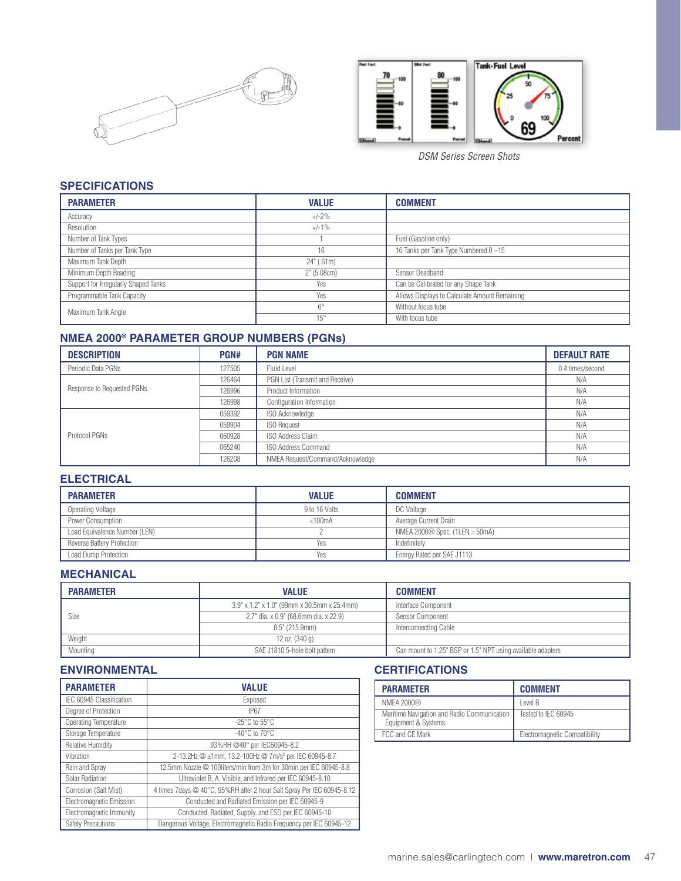*DSM Series Screen Shots*

## SPECIFICATIONS

| PARAMETER | VALUE | COMMENT |
|---|---|---|
| Accuracy | +/-2% | |
| Resolution | +/-1% | |
| Number of Tank Types | 1 | Fuel (Gasoline only) |
| Number of Tanks per Tank Type | 16 | 16 Tanks per Tank Type Numbered 0 –15 |
| Maximum Tank Depth | 24" (.61m) | |
| Minimum Depth Reading | 2" (5.08cm) | Sensor Deadband |
| Support for Irregularly Shaped Tanks | Yes | Can be Calibrated for any Shape Tank |
| Programmable Tank Capacity | Yes | Allows Displays to Calculate Amount Remaining |
| Maximum Tank Angle | 6° | Without focus tube |
| | 15° | With focus tube |

## NMEA 2000® PARAMETER GROUP NUMBERS (PGNs)

| DESCRIPTION | PGN# | PGN NAME | DEFAULT RATE |
|---|---|---|---|
| Periodic Data PGNs | 127505 | Fluid Level | 0.4 times/second |
| Response to Requested PGNs | 126464 | PGN List (Transmit and Receive) | N/A |
| | 126996 | Product Information | N/A |
| | 126998 | Configuration Information | N/A |
| Protocol PGNs | 059392 | ISO Acknowledge | N/A |
| | 059904 | ISO Request | N/A |
| | 060928 | ISO Address Claim | N/A |
| | 065240 | ISO Address Command | N/A |
| | 126208 | NMEA Request/Command/Acknowledge | N/A |

## ELECTRICAL

| PARAMETER | VALUE | COMMENT |
|---|---|---|
| Operating Voltage | 9 to 16 Volts | DC Voltage |
| Power Consumption | <100mA | Average Current Drain |
| Load Equivalence Number (LEN) | 2 | NMEA 2000® Spec. (1LEN = 50mA) |
| Reverse Battery Protection | Yes | Indefinitely |
| Load Dump Protection | Yes | Energy Rated per SAE J1113 |

## MECHANICAL

| PARAMETER | VALUE | COMMENT |
|---|---|---|
| Size | 3.9" x 1.2" x 1.0" (99mm x 30.5mm x 25.4mm) | Interface Component |
| | 2.7" dia. x 0.9" (68.6mm dia. x 22.9) | Sensor Component |
| | 8.5" (215.9mm) | Interconnecting Cable |
| Weight | 12 oz. (340 g) | |
| Mounting | SAE J1810 5-hole bolt pattern | Can mount to 1.25" BSP or 1.5" NPT using available adapters |

## ENVIRONMENTAL

| PARAMETER | VALUE |
|---|---|
| IEC 60945 Classification | Exposed |
| Degree of Protection | IP67 |
| Operating Temperature | -25°C to 55°C |
| Storage Temperature | -40°C to 70°C |
| Relative Humidity | 93%RH @40° per IEC60945-8.2 |
| Vibration | 2-13.2Hz @ ±1mm, 13.2-100Hz @ 7m/s² per IEC 60945-8.7 |
| Rain and Spray | 12.5mm Nozzle @ 100liters/min from 3m for 30min per IEC 60945-8.8 |
| Solar Radiation | Ultraviolet B, A, Visible, and Infrared per IEC 60945-8.10 |
| Corrosion (Salt Mist) | 4 times 7days @ 40°C, 95%RH after 2 hour Salt Spray Per IEC 60945-8.12 |
| Electromagnetic Emission | Conducted and Radiated Emission per IEC 60945-9 |
| Electromagnetic Immunity | Conducted, Radiated, Supply, and ESD per IEC 60945-10 |
| Safety Precautions | Dangerous Voltage, Electromagnetic Radio Frequency per IEC 60945-12 |

## CERTIFICATIONS

| PARAMETER | COMMENT |
|---|---|
| NMEA 2000® | Level B |
| Maritime Navigation and Radio Communication Equipment & Systems | Tested to IEC 60945 |
| FCC and CE Mark | Electromagnetic Compatibility |

marine.sales@carlingtech.com | **www.maretron.com**